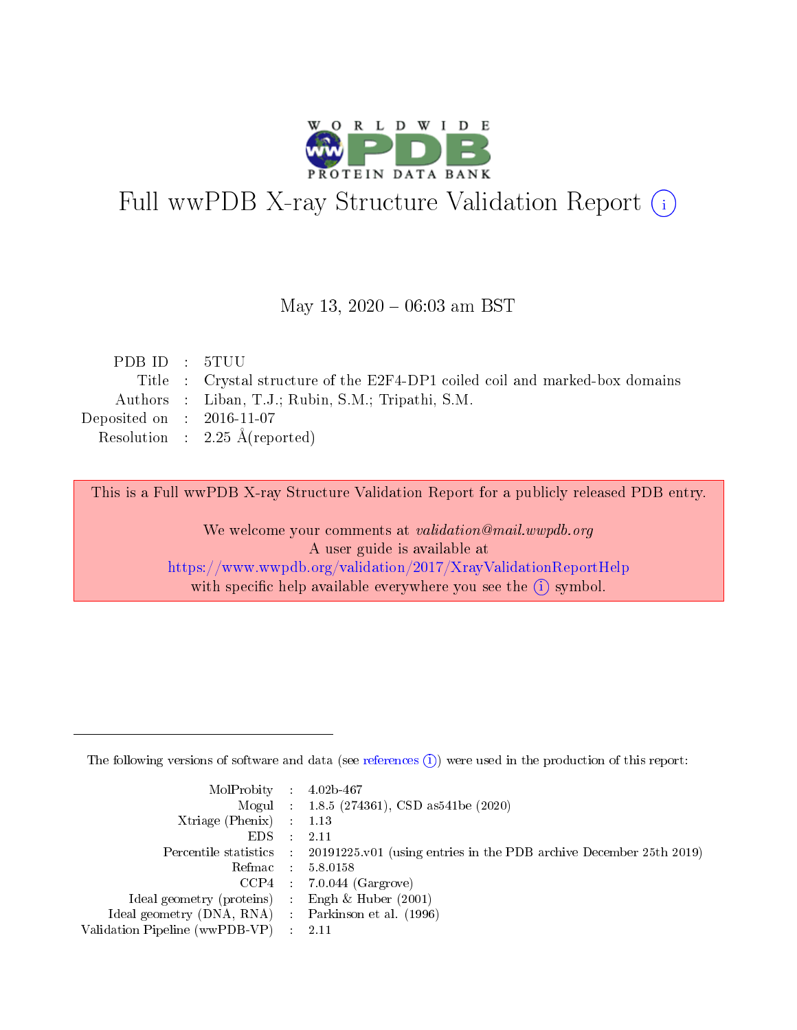# Full wwPDB X-ray Structure Validation Report (i)

May 13, 2020 – 06:03 am BST

| | | |
|---|---|---|
| PDB ID | : | 5TUU |
| Title | : | Crystal structure of the E2F4-DP1 coiled coil and marked-box domains |
| Authors | : | Liban, T.J.; Rubin, S.M.; Tripathi, S.M. |
| Deposited on | : | 2016-11-07 |
| Resolution | : | 2.25 Å(reported) |

This is a Full wwPDB X-ray Structure Validation Report for a publicly released PDB entry.

We welcome your comments at *validation@mail.wwpdb.org*
A user guide is available at
https://www.wwpdb.org/validation/2017/XrayValidationReportHelp
with specific help available everywhere you see the (i) symbol.

---

The following versions of software and data (see references (i)) were used in the production of this report:

| | | |
|---|---|---|
| MolProbity | : | 4.02b-467 |
| Mogul | : | 1.8.5 (274361), CSD as541be (2020) |
| Xtriage (Phenix) | : | 1.13 |
| EDS | : | 2.11 |
| Percentile statistics | : | 20191225.v01 (using entries in the PDB archive December 25th 2019) |
| Refmac | : | 5.8.0158 |
| CCP4 | : | 7.0.044 (Gargrove) |
| Ideal geometry (proteins) | : | Engh & Huber (2001) |
| Ideal geometry (DNA, RNA) | : | Parkinson et al. (1996) |
| Validation Pipeline (wwPDB-VP) | : | 2.11 |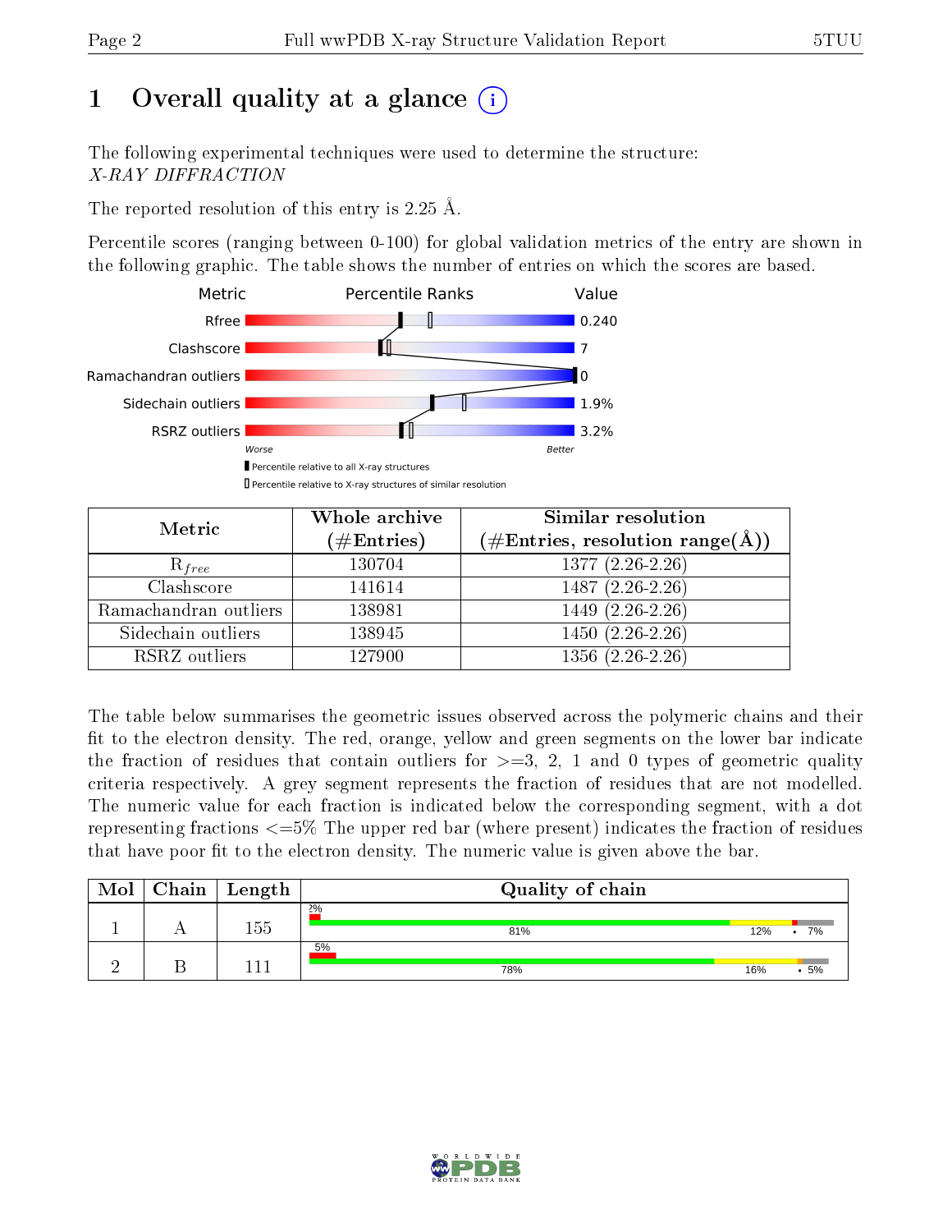# 1 Overall quality at a glance (i)

The following experimental techniques were used to determine the structure:
*X-RAY DIFFRACTION*

The reported resolution of this entry is 2.25 Å.

Percentile scores (ranging between 0-100) for global validation metrics of the entry are shown in the following graphic. The table shows the number of entries on which the scores are based.

| Metric | Value |
|---|---|
| Rfree | 0.240 |
| Clashscore | 7 |
| Ramachandran outliers | 0 |
| Sidechain outliers | 1.9% |
| RSRZ outliers | 3.2% |

Worse — Better

Percentile relative to all X-ray structures
Percentile relative to X-ray structures of similar resolution

| Metric | Whole archive (#Entries) | Similar resolution (#Entries, resolution range(Å)) |
|---|---|---|
| $R_{free}$ | 130704 | 1377 (2.26-2.26) |
| Clashscore | 141614 | 1487 (2.26-2.26) |
| Ramachandran outliers | 138981 | 1449 (2.26-2.26) |
| Sidechain outliers | 138945 | 1450 (2.26-2.26) |
| RSRZ outliers | 127900 | 1356 (2.26-2.26) |

The table below summarises the geometric issues observed across the polymeric chains and their fit to the electron density. The red, orange, yellow and green segments on the lower bar indicate the fraction of residues that contain outliers for >=3, 2, 1 and 0 types of geometric quality criteria respectively. A grey segment represents the fraction of residues that are not modelled. The numeric value for each fraction is indicated below the corresponding segment, with a dot representing fractions <=5% The upper red bar (where present) indicates the fraction of residues that have poor fit to the electron density. The numeric value is given above the bar.

| Mol | Chain | Length | Quality of chain |
|---|---|---|---|
| 1 | A | 155 | 2%; 81%, 12%, •, 7% |
| 2 | B | 111 | 5%; 78%, 16%, •, 5% |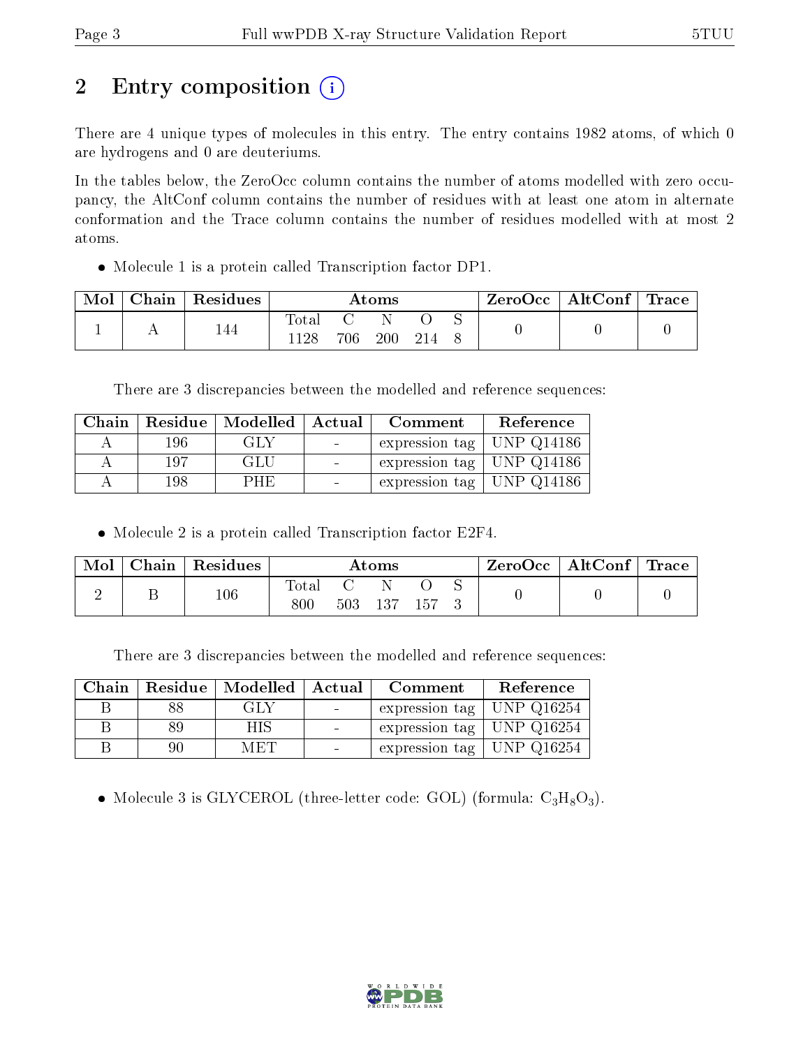# 2 Entry composition

There are 4 unique types of molecules in this entry. The entry contains 1982 atoms, of which 0 are hydrogens and 0 are deuteriums.

In the tables below, the ZeroOcc column contains the number of atoms modelled with zero occupancy, the AltConf column contains the number of residues with at least one atom in alternate conformation and the Trace column contains the number of residues modelled with at most 2 atoms.

- Molecule 1 is a protein called Transcription factor DP1.

| Mol | Chain | Residues | Atoms | | | | | ZeroOcc | AltConf | Trace |
|---|---|---|---|---|---|---|---|---|---|---|
| | | | Total | C | N | O | S | | | |
| 1 | A | 144 | 1128 | 706 | 200 | 214 | 8 | 0 | 0 | 0 |

There are 3 discrepancies between the modelled and reference sequences:

| Chain | Residue | Modelled | Actual | Comment | Reference |
|---|---|---|---|---|---|
| A | 196 | GLY | - | expression tag | UNP Q14186 |
| A | 197 | GLU | - | expression tag | UNP Q14186 |
| A | 198 | PHE | - | expression tag | UNP Q14186 |

- Molecule 2 is a protein called Transcription factor E2F4.

| Mol | Chain | Residues | Atoms | | | | | ZeroOcc | AltConf | Trace |
|---|---|---|---|---|---|---|---|---|---|---|
| | | | Total | C | N | O | S | | | |
| 2 | B | 106 | 800 | 503 | 137 | 157 | 3 | 0 | 0 | 0 |

There are 3 discrepancies between the modelled and reference sequences:

| Chain | Residue | Modelled | Actual | Comment | Reference |
|---|---|---|---|---|---|
| B | 88 | GLY | - | expression tag | UNP Q16254 |
| B | 89 | HIS | - | expression tag | UNP Q16254 |
| B | 90 | MET | - | expression tag | UNP Q16254 |

- Molecule 3 is GLYCEROL (three-letter code: GOL) (formula: $C_3H_8O_3$).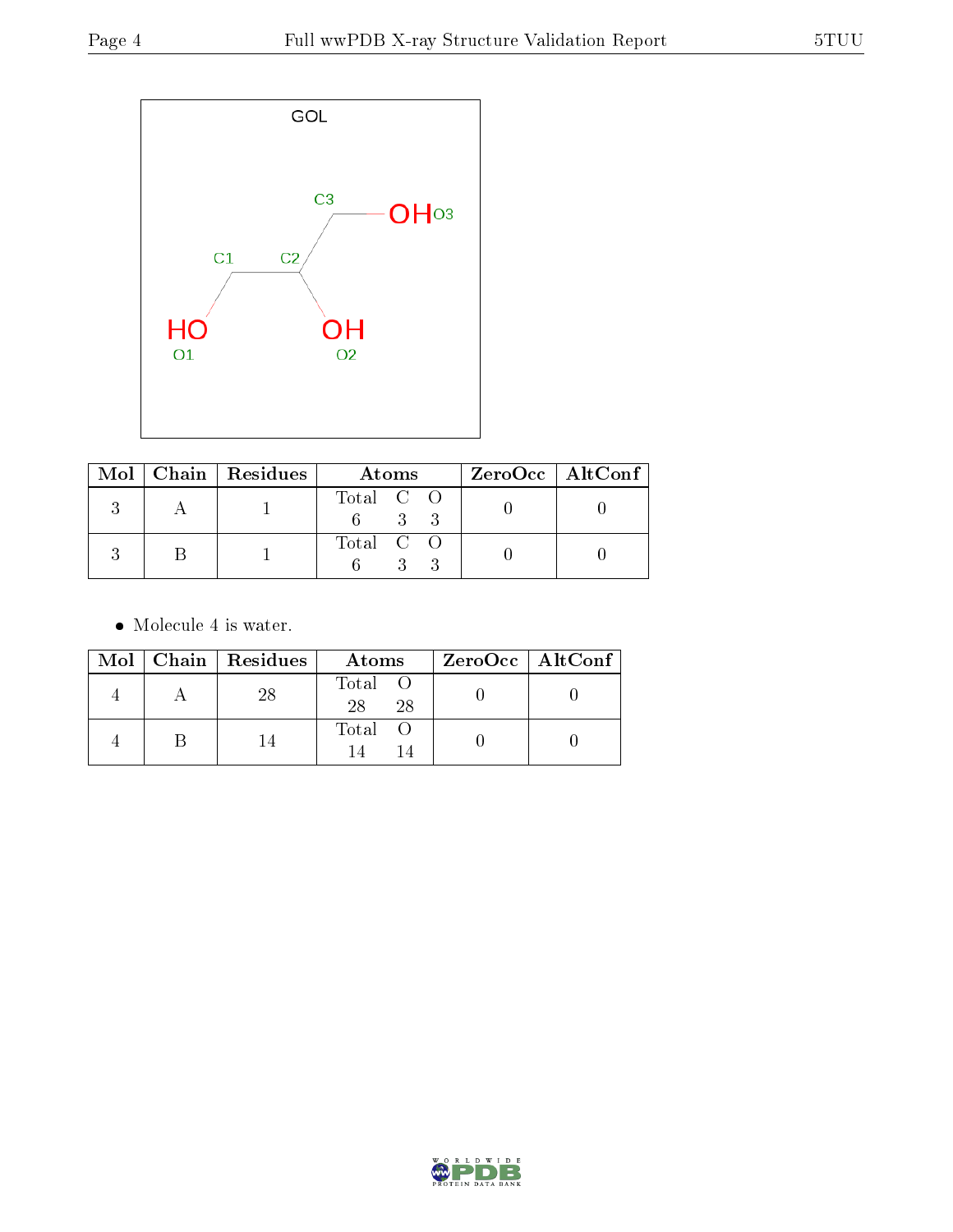| Mol | Chain | Residues | Atoms | | | ZeroOcc | AltConf |
|---|---|---|---|---|---|---|---|
| | | | Total | C | O | | |
| 3 | A | 1 | 6 | 3 | 3 | 0 | 0 |
| 3 | B | 1 | 6 | 3 | 3 | 0 | 0 |

- Molecule 4 is water.

| Mol | Chain | Residues | Atoms | | ZeroOcc | AltConf |
|---|---|---|---|---|---|---|
| | | | Total | O | | |
| 4 | A | 28 | 28 | 28 | 0 | 0 |
| 4 | B | 14 | 14 | 14 | 0 | 0 |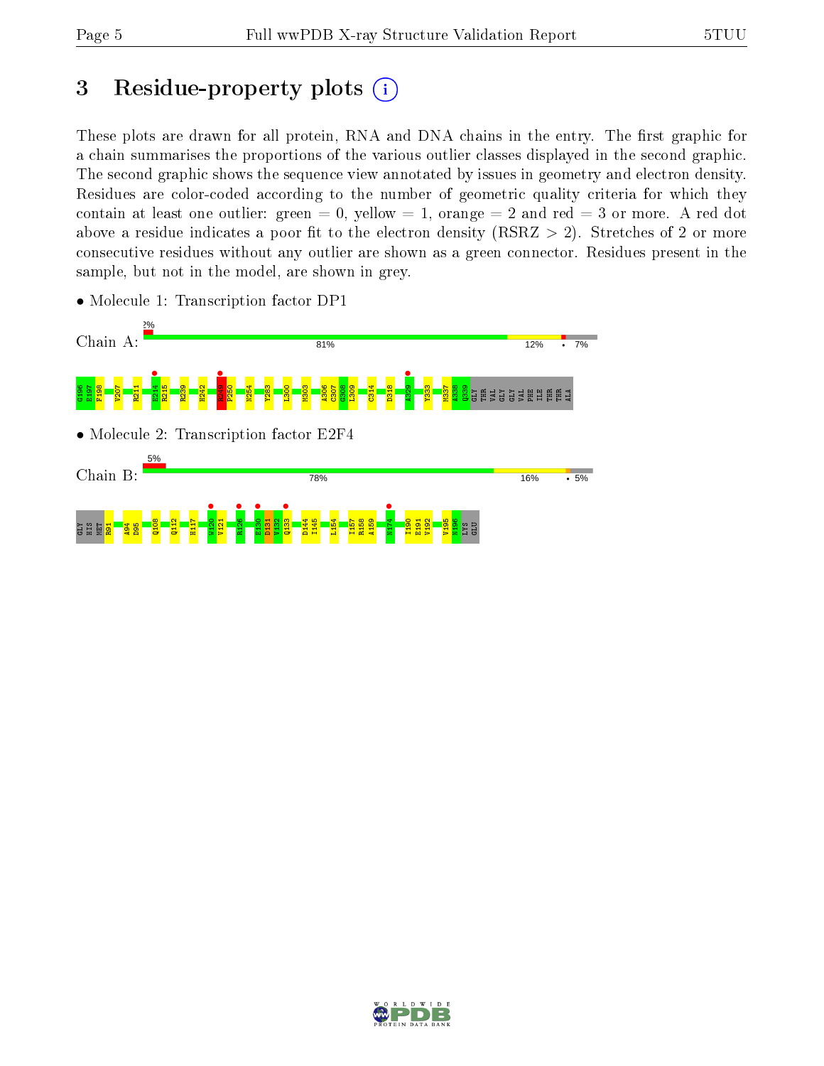# 3 Residue-property plots

These plots are drawn for all protein, RNA and DNA chains in the entry. The first graphic for a chain summarises the proportions of the various outlier classes displayed in the second graphic. The second graphic shows the sequence view annotated by issues in geometry and electron density. Residues are color-coded according to the number of geometric quality criteria for which they contain at least one outlier: green = 0, yellow = 1, orange = 2 and red = 3 or more. A red dot above a residue indicates a poor fit to the electron density (RSRZ > 2). Stretches of 2 or more consecutive residues without any outlier are shown as a green connector. Residues present in the sample, but not in the model, are shown in grey.

- Molecule 1: Transcription factor DP1

Chain A: 2% | 81% | 12% | • | 7%

G196 E197 F198 V207 R211 E214 R215 R239 H242 R249 P250 N254 Y283 L300 M303 A306 C307 G308 L309 C314 D318 A329 Y333 M337 A338 Q339 GLY THR VAL GLY GLY VAL PHE ILE THR THR ALA

- Molecule 2: Transcription factor E2F4

Chain B: 5% | 78% | 16% | • | 5%

GLY HIS MET R91 A94 D95 Q108 Q112 H117 W120 V121 R126 E130 D131 V132 Q133 D144 I145 L154 I157 R158 A159 N174 I190 E191 V192 V195 N196 LYS GLU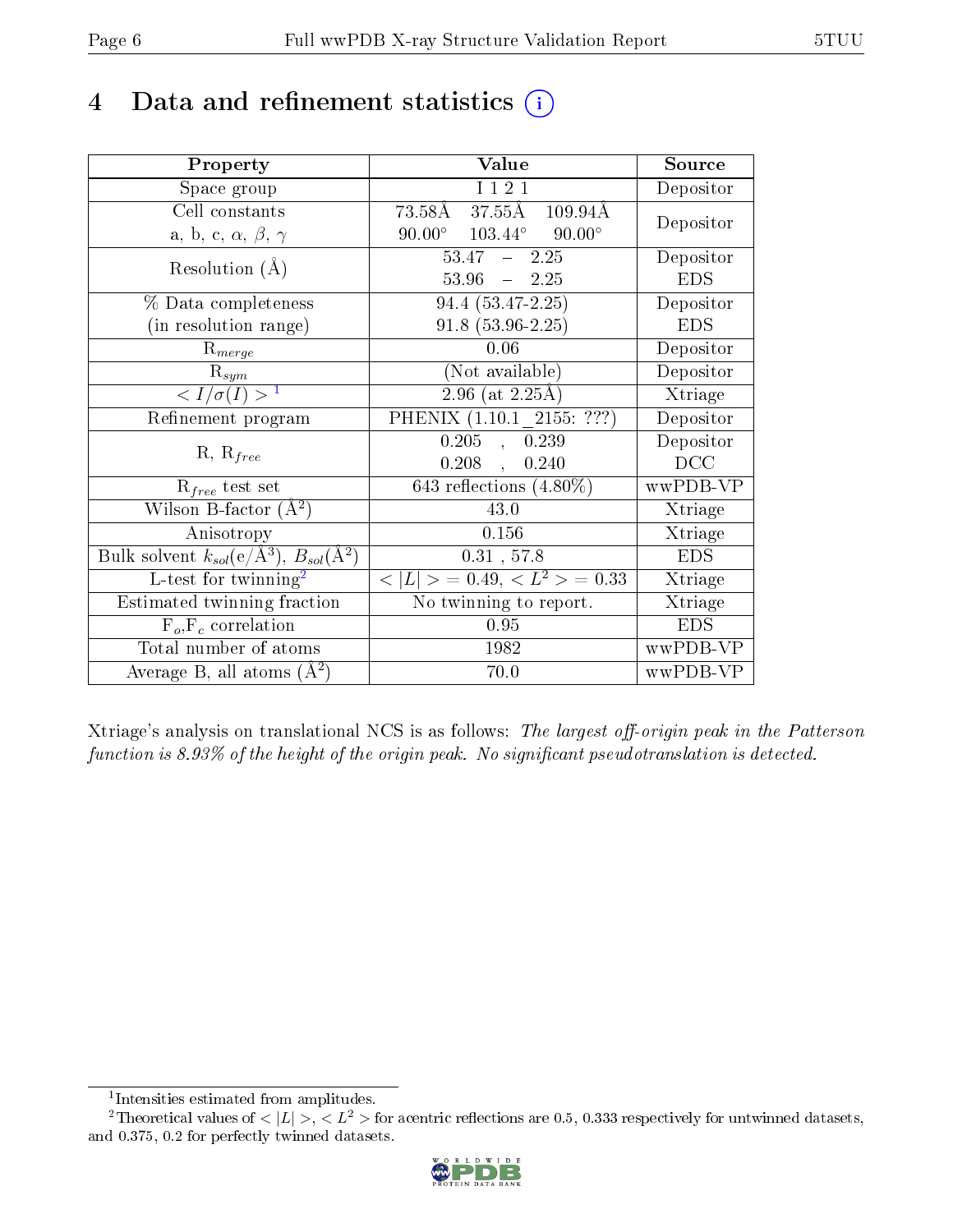# 4 Data and refinement statistics (i)

| Property | Value | Source |
|---|---|---|
| Space group | I 1 2 1 | Depositor |
| Cell constants<br>a, b, c, $\alpha$, $\beta$, $\gamma$ | 73.58Å 37.55Å 109.94Å<br>90.00° 103.44° 90.00° | Depositor |
| Resolution (Å) | 53.47 – 2.25<br>53.96 – 2.25 | Depositor<br>EDS |
| % Data completeness<br>(in resolution range) | 94.4 (53.47-2.25)<br>91.8 (53.96-2.25) | Depositor<br>EDS |
| $R_{merge}$ | 0.06 | Depositor |
| $R_{sym}$ | (Not available) | Depositor |
| $< I/\sigma(I) >$ [1] | 2.96 (at 2.25Å) | Xtriage |
| Refinement program | PHENIX (1.10.1_2155: ???) | Depositor |
| R, $R_{free}$ | 0.205 , 0.239<br>0.208 , 0.240 | Depositor<br>DCC |
| $R_{free}$ test set | 643 reflections (4.80%) | wwPDB-VP |
| Wilson B-factor (Å$^2$) | 43.0 | Xtriage |
| Anisotropy | 0.156 | Xtriage |
| Bulk solvent $k_{sol}$(e/Å$^3$), $B_{sol}$(Å$^2$) | 0.31 , 57.8 | EDS |
| L-test for twinning[2] | $< \|L\| >$ = 0.49, $< L^2 >$ = 0.33 | Xtriage |
| Estimated twinning fraction | No twinning to report. | Xtriage |
| $F_o$,$F_c$ correlation | 0.95 | EDS |
| Total number of atoms | 1982 | wwPDB-VP |
| Average B, all atoms (Å$^2$) | 70.0 | wwPDB-VP |

Xtriage's analysis on translational NCS is as follows: *The largest off-origin peak in the Patterson function is 8.93% of the height of the origin peak. No significant pseudotranslation is detected.*

[1] Intensities estimated from amplitudes.

[2] Theoretical values of $< |L| >$, $< L^2 >$ for acentric reflections are 0.5, 0.333 respectively for untwinned datasets, and 0.375, 0.2 for perfectly twinned datasets.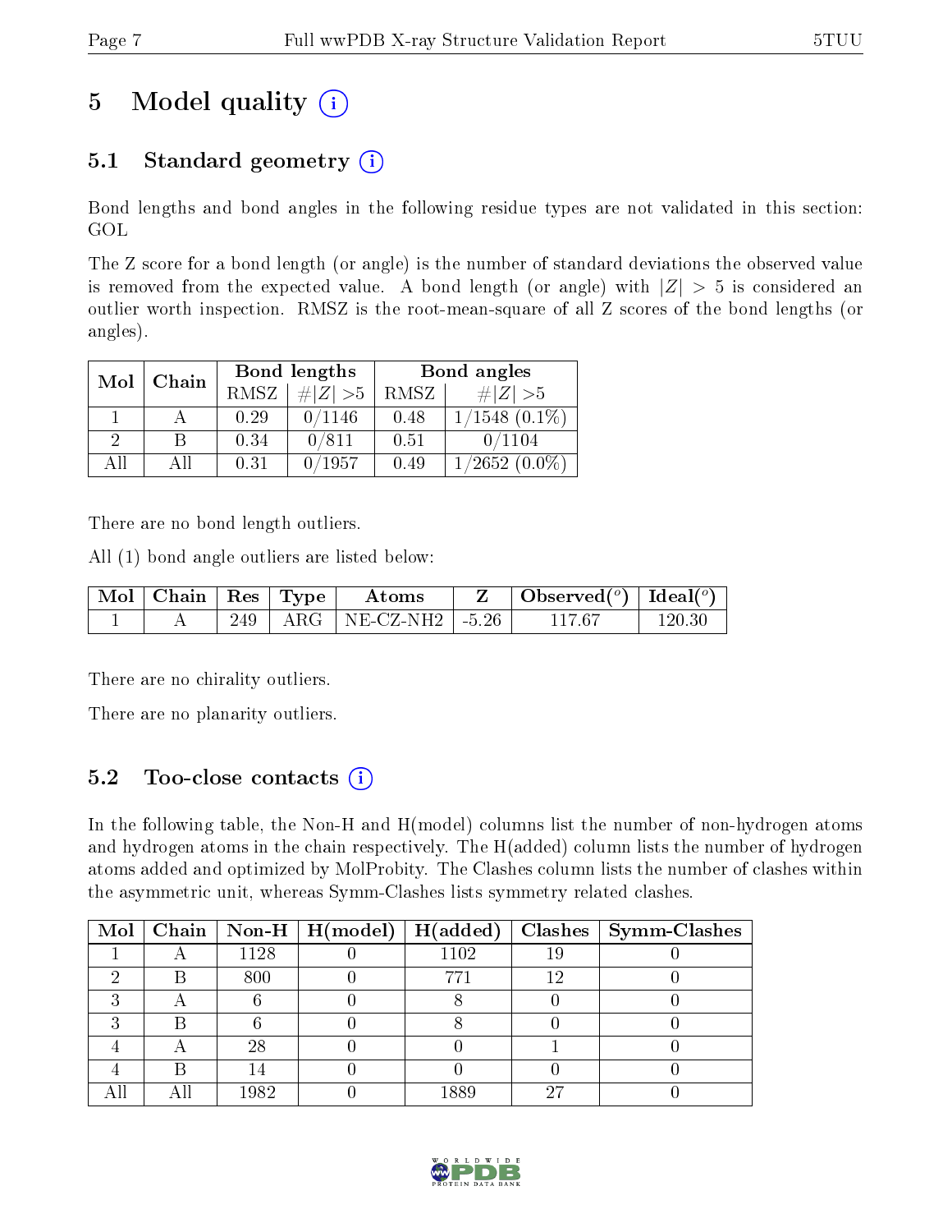# 5 Model quality (i)

## 5.1 Standard geometry (i)

Bond lengths and bond angles in the following residue types are not validated in this section: GOL

The Z score for a bond length (or angle) is the number of standard deviations the observed value is removed from the expected value. A bond length (or angle) with $|Z| > 5$ is considered an outlier worth inspection. RMSZ is the root-mean-square of all Z scores of the bond lengths (or angles).

| Mol | Chain | Bond lengths | | Bond angles | |
|---|---|---|---|---|---|
| | | RMSZ | $\#|Z|>5$ | RMSZ | $\#|Z|>5$ |
| 1 | A | 0.29 | 0/1146 | 0.48 | 1/1548 (0.1%) |
| 2 | B | 0.34 | 0/811 | 0.51 | 0/1104 |
| All | All | 0.31 | 0/1957 | 0.49 | 1/2652 (0.0%) |

There are no bond length outliers.

All (1) bond angle outliers are listed below:

| Mol | Chain | Res | Type | Atoms | Z | Observed($^o$) | Ideal($^o$) |
|---|---|---|---|---|---|---|---|
| 1 | A | 249 | ARG | NE-CZ-NH2 | -5.26 | 117.67 | 120.30 |

There are no chirality outliers.

There are no planarity outliers.

## 5.2 Too-close contacts (i)

In the following table, the Non-H and H(model) columns list the number of non-hydrogen atoms and hydrogen atoms in the chain respectively. The H(added) column lists the number of hydrogen atoms added and optimized by MolProbity. The Clashes column lists the number of clashes within the asymmetric unit, whereas Symm-Clashes lists symmetry related clashes.

| Mol | Chain | Non-H | H(model) | H(added) | Clashes | Symm-Clashes |
|---|---|---|---|---|---|---|
| 1 | A | 1128 | 0 | 1102 | 19 | 0 |
| 2 | B | 800 | 0 | 771 | 12 | 0 |
| 3 | A | 6 | 0 | 8 | 0 | 0 |
| 3 | B | 6 | 0 | 8 | 0 | 0 |
| 4 | A | 28 | 0 | 0 | 1 | 0 |
| 4 | B | 14 | 0 | 0 | 0 | 0 |
| All | All | 1982 | 0 | 1889 | 27 | 0 |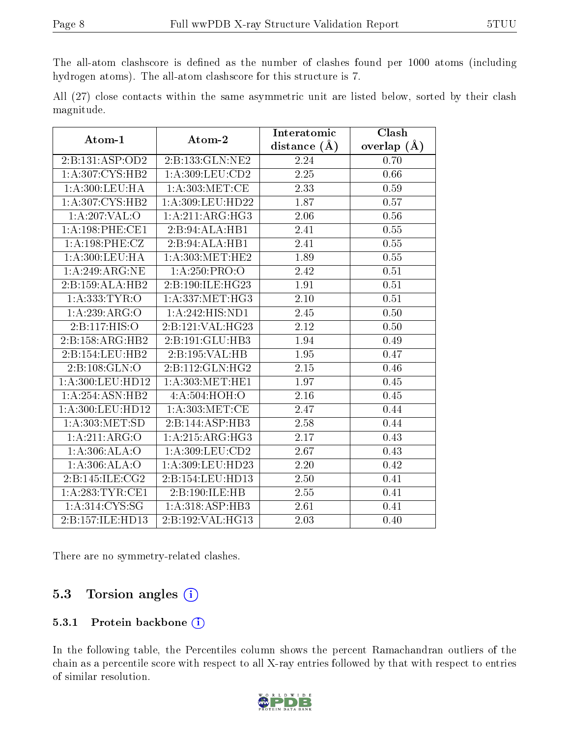The all-atom clashscore is defined as the number of clashes found per 1000 atoms (including hydrogen atoms). The all-atom clashscore for this structure is 7.

All (27) close contacts within the same asymmetric unit are listed below, sorted by their clash magnitude.

| Atom-1 | Atom-2 | Interatomic distance (Å) | Clash overlap (Å) |
|---|---|---|---|
| 2:B:131:ASP:OD2 | 2:B:133:GLN:NE2 | 2.24 | 0.70 |
| 1:A:307:CYS:HB2 | 1:A:309:LEU:CD2 | 2.25 | 0.66 |
| 1:A:300:LEU:HA | 1:A:303:MET:CE | 2.33 | 0.59 |
| 1:A:307:CYS:HB2 | 1:A:309:LEU:HD22 | 1.87 | 0.57 |
| 1:A:207:VAL:O | 1:A:211:ARG:HG3 | 2.06 | 0.56 |
| 1:A:198:PHE:CE1 | 2:B:94:ALA:HB1 | 2.41 | 0.55 |
| 1:A:198:PHE:CZ | 2:B:94:ALA:HB1 | 2.41 | 0.55 |
| 1:A:300:LEU:HA | 1:A:303:MET:HE2 | 1.89 | 0.55 |
| 1:A:249:ARG:NE | 1:A:250:PRO:O | 2.42 | 0.51 |
| 2:B:159:ALA:HB2 | 2:B:190:ILE:HG23 | 1.91 | 0.51 |
| 1:A:333:TYR:O | 1:A:337:MET:HG3 | 2.10 | 0.51 |
| 1:A:239:ARG:O | 1:A:242:HIS:ND1 | 2.45 | 0.50 |
| 2:B:117:HIS:O | 2:B:121:VAL:HG23 | 2.12 | 0.50 |
| 2:B:158:ARG:HB2 | 2:B:191:GLU:HB3 | 1.94 | 0.49 |
| 2:B:154:LEU:HB2 | 2:B:195:VAL:HB | 1.95 | 0.47 |
| 2:B:108:GLN:O | 2:B:112:GLN:HG2 | 2.15 | 0.46 |
| 1:A:300:LEU:HD12 | 1:A:303:MET:HE1 | 1.97 | 0.45 |
| 1:A:254:ASN:HB2 | 4:A:504:HOH:O | 2.16 | 0.45 |
| 1:A:300:LEU:HD12 | 1:A:303:MET:CE | 2.47 | 0.44 |
| 1:A:303:MET:SD | 2:B:144:ASP:HB3 | 2.58 | 0.44 |
| 1:A:211:ARG:O | 1:A:215:ARG:HG3 | 2.17 | 0.43 |
| 1:A:306:ALA:O | 1:A:309:LEU:CD2 | 2.67 | 0.43 |
| 1:A:306:ALA:O | 1:A:309:LEU:HD23 | 2.20 | 0.42 |
| 2:B:145:ILE:CG2 | 2:B:154:LEU:HD13 | 2.50 | 0.41 |
| 1:A:283:TYR:CE1 | 2:B:190:ILE:HB | 2.55 | 0.41 |
| 1:A:314:CYS:SG | 1:A:318:ASP:HB3 | 2.61 | 0.41 |
| 2:B:157:ILE:HD13 | 2:B:192:VAL:HG13 | 2.03 | 0.40 |

There are no symmetry-related clashes.

## 5.3 Torsion angles (i)

### 5.3.1 Protein backbone (i)

In the following table, the Percentiles column shows the percent Ramachandran outliers of the chain as a percentile score with respect to all X-ray entries followed by that with respect to entries of similar resolution.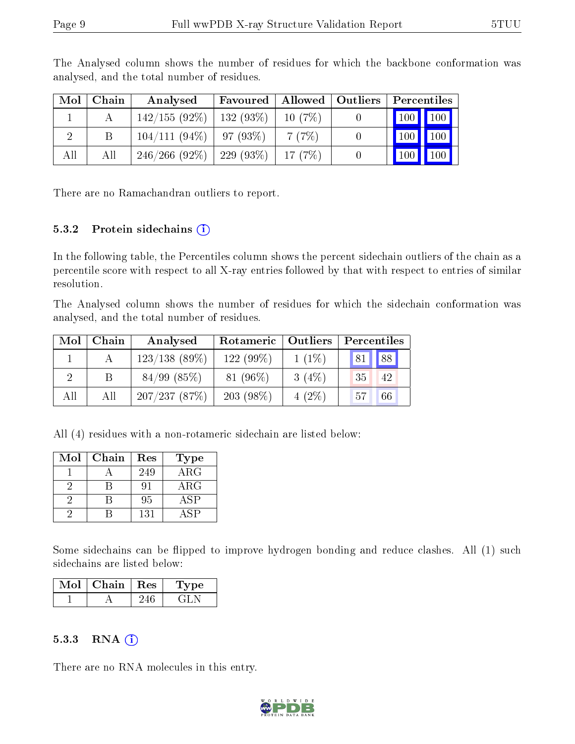The Analysed column shows the number of residues for which the backbone conformation was analysed, and the total number of residues.

| Mol | Chain | Analysed | Favoured | Allowed | Outliers | Percentiles | |
|---|---|---|---|---|---|---|---|
| 1 | A | 142/155 (92%) | 132 (93%) | 10 (7%) | 0 | 100 | 100 |
| 2 | B | 104/111 (94%) | 97 (93%) | 7 (7%) | 0 | 100 | 100 |
| All | All | 246/266 (92%) | 229 (93%) | 17 (7%) | 0 | 100 | 100 |

There are no Ramachandran outliers to report.

### 5.3.2 Protein sidechains (i)

In the following table, the Percentiles column shows the percent sidechain outliers of the chain as a percentile score with respect to all X-ray entries followed by that with respect to entries of similar resolution.

The Analysed column shows the number of residues for which the sidechain conformation was analysed, and the total number of residues.

| Mol | Chain | Analysed | Rotameric | Outliers | Percentiles | |
|---|---|---|---|---|---|---|
| 1 | A | 123/138 (89%) | 122 (99%) | 1 (1%) | 81 | 88 |
| 2 | B | 84/99 (85%) | 81 (96%) | 3 (4%) | 35 | 42 |
| All | All | 207/237 (87%) | 203 (98%) | 4 (2%) | 57 | 66 |

All (4) residues with a non-rotameric sidechain are listed below:

| Mol | Chain | Res | Type |
|---|---|---|---|
| 1 | A | 249 | ARG |
| 2 | B | 91 | ARG |
| 2 | B | 95 | ASP |
| 2 | B | 131 | ASP |

Some sidechains can be flipped to improve hydrogen bonding and reduce clashes. All (1) such sidechains are listed below:

| Mol | Chain | Res | Type |
|---|---|---|---|
| 1 | A | 246 | GLN |

### 5.3.3 RNA (i)

There are no RNA molecules in this entry.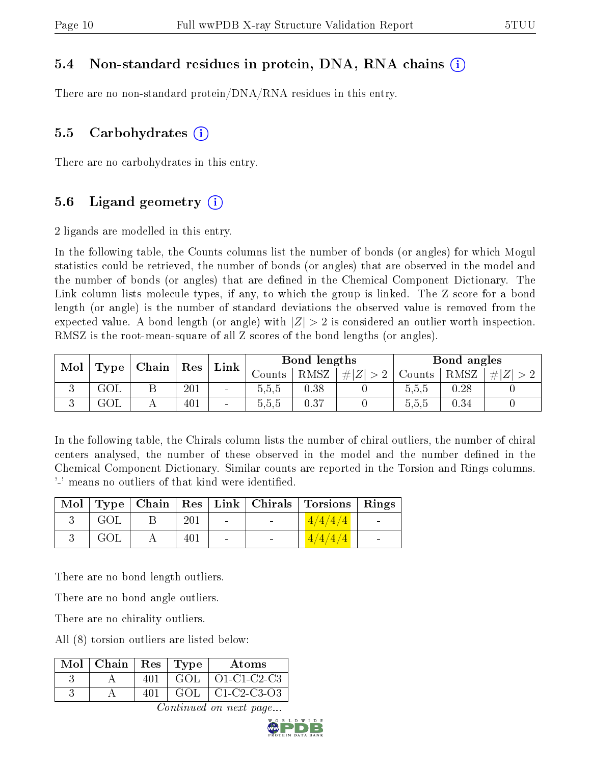### 5.4 Non-standard residues in protein, DNA, RNA chains

There are no non-standard protein/DNA/RNA residues in this entry.

### 5.5 Carbohydrates

There are no carbohydrates in this entry.

### 5.6 Ligand geometry

2 ligands are modelled in this entry.

In the following table, the Counts columns list the number of bonds (or angles) for which Mogul statistics could be retrieved, the number of bonds (or angles) that are observed in the model and the number of bonds (or angles) that are defined in the Chemical Component Dictionary. The Link column lists molecule types, if any, to which the group is linked. The Z score for a bond length (or angle) is the number of standard deviations the observed value is removed from the expected value. A bond length (or angle) with $|Z| > 2$ is considered an outlier worth inspection. RMSZ is the root-mean-square of all Z scores of the bond lengths (or angles).

| Mol | Type | Chain | Res | Link | Bond lengths | | | Bond angles | | |
|---|---|---|---|---|---|---|---|---|---|---|
| | | | | | Counts | RMSZ | $\#\|Z\| > 2$ | Counts | RMSZ | $\#\|Z\| > 2$ |
| 3 | GOL | B | 201 | - | 5,5,5 | 0.38 | 0 | 5,5,5 | 0.28 | 0 |
| 3 | GOL | A | 401 | - | 5,5,5 | 0.37 | 0 | 5,5,5 | 0.34 | 0 |

In the following table, the Chirals column lists the number of chiral outliers, the number of chiral centers analysed, the number of these observed in the model and the number defined in the Chemical Component Dictionary. Similar counts are reported in the Torsion and Rings columns. '-' means no outliers of that kind were identified.

| Mol | Type | Chain | Res | Link | Chirals | Torsions | Rings |
|---|---|---|---|---|---|---|---|
| 3 | GOL | B | 201 | - | - | 4/4/4/4 | - |
| 3 | GOL | A | 401 | - | - | 4/4/4/4 | - |

There are no bond length outliers.

There are no bond angle outliers.

There are no chirality outliers.

All (8) torsion outliers are listed below:

| Mol | Chain | Res | Type | Atoms |
|---|---|---|---|---|
| 3 | A | 401 | GOL | O1-C1-C2-C3 |
| 3 | A | 401 | GOL | C1-C2-C3-O3 |

*Continued on next page...*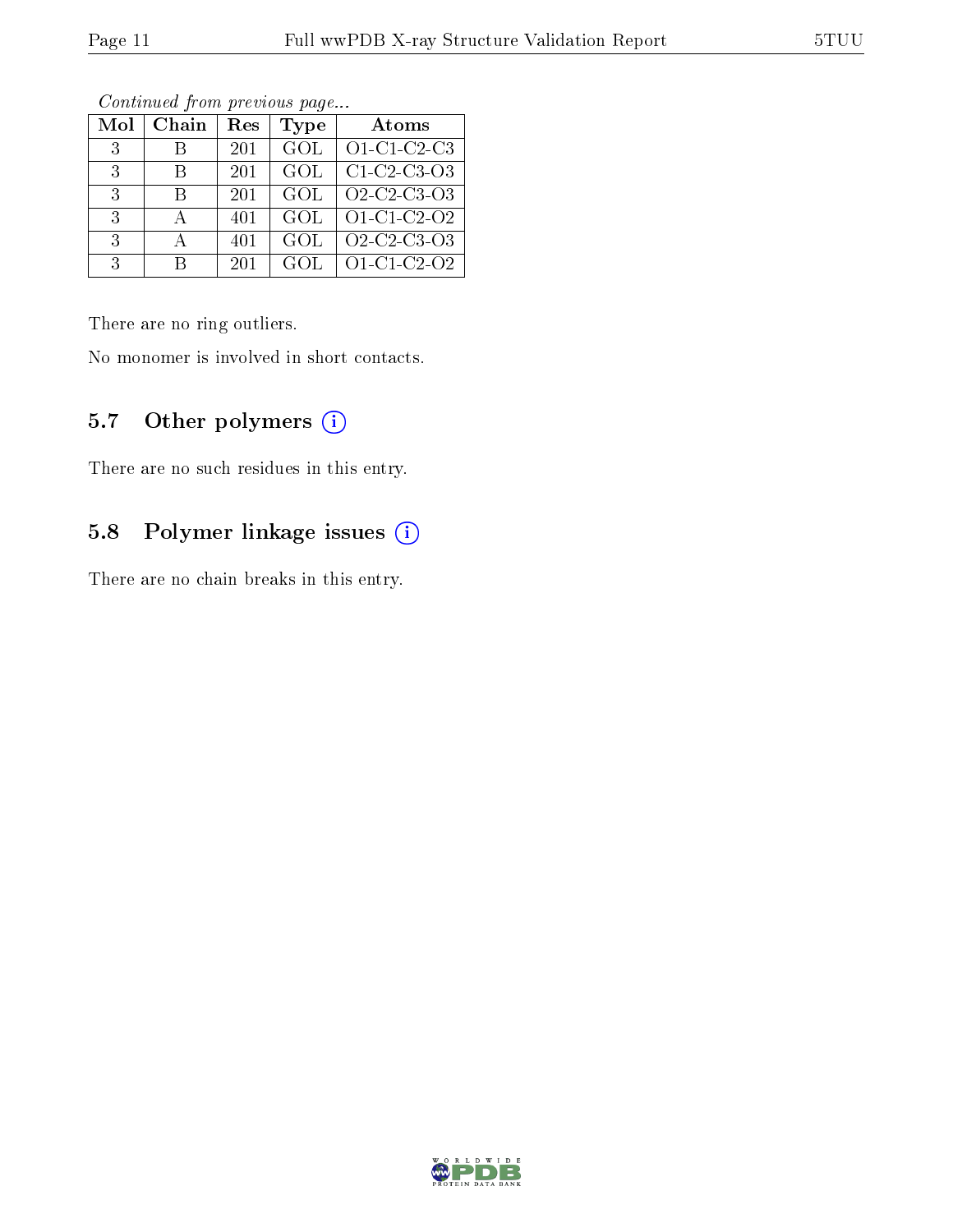*Continued from previous page...*

| Mol | Chain | Res | Type | Atoms |
|---|---|---|---|---|
| 3 | B | 201 | GOL | O1-C1-C2-C3 |
| 3 | B | 201 | GOL | C1-C2-C3-O3 |
| 3 | B | 201 | GOL | O2-C2-C3-O3 |
| 3 | A | 401 | GOL | O1-C1-C2-O2 |
| 3 | A | 401 | GOL | O2-C2-C3-O3 |
| 3 | B | 201 | GOL | O1-C1-C2-O2 |

There are no ring outliers.

No monomer is involved in short contacts.

## 5.7 Other polymers (i)

There are no such residues in this entry.

## 5.8 Polymer linkage issues (i)

There are no chain breaks in this entry.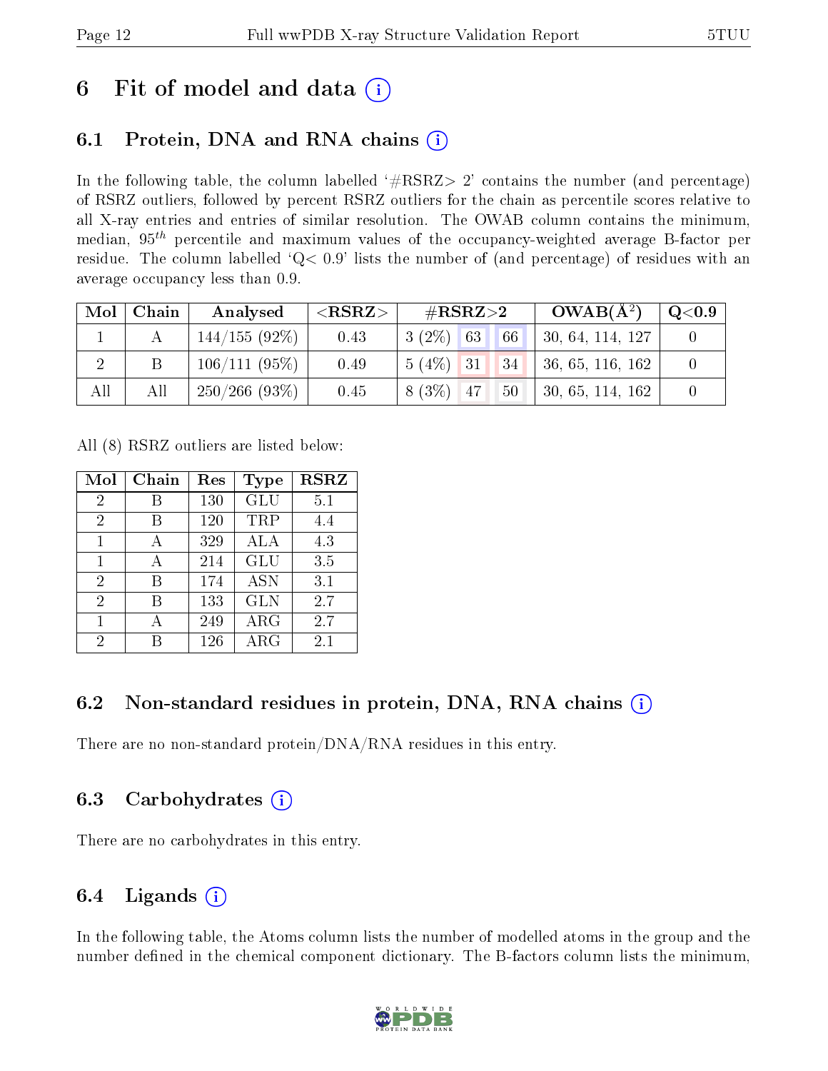# 6 Fit of model and data (i)

## 6.1 Protein, DNA and RNA chains (i)

In the following table, the column labelled '#RSRZ> 2' contains the number (and percentage) of RSRZ outliers, followed by percent RSRZ outliers for the chain as percentile scores relative to all X-ray entries and entries of similar resolution. The OWAB column contains the minimum, median, $95^{th}$ percentile and maximum values of the occupancy-weighted average B-factor per residue. The column labelled 'Q< 0.9' lists the number of (and percentage) of residues with an average occupancy less than 0.9.

| Mol | Chain | Analysed | <RSRZ> | #RSRZ>2 | | | OWAB(Å$^2$) | Q<0.9 |
|---|---|---|---|---|---|---|---|---|
| 1 | A | 144/155 (92%) | 0.43 | 3 (2%) | 63 | 66 | 30, 64, 114, 127 | 0 |
| 2 | B | 106/111 (95%) | 0.49 | 5 (4%) | 31 | 34 | 36, 65, 116, 162 | 0 |
| All | All | 250/266 (93%) | 0.45 | 8 (3%) | 47 | 50 | 30, 65, 114, 162 | 0 |

All (8) RSRZ outliers are listed below:

| Mol | Chain | Res | Type | RSRZ |
|---|---|---|---|---|
| 2 | B | 130 | GLU | 5.1 |
| 2 | B | 120 | TRP | 4.4 |
| 1 | A | 329 | ALA | 4.3 |
| 1 | A | 214 | GLU | 3.5 |
| 2 | B | 174 | ASN | 3.1 |
| 2 | B | 133 | GLN | 2.7 |
| 1 | A | 249 | ARG | 2.7 |
| 2 | B | 126 | ARG | 2.1 |

## 6.2 Non-standard residues in protein, DNA, RNA chains (i)

There are no non-standard protein/DNA/RNA residues in this entry.

## 6.3 Carbohydrates (i)

There are no carbohydrates in this entry.

## 6.4 Ligands (i)

In the following table, the Atoms column lists the number of modelled atoms in the group and the number defined in the chemical component dictionary. The B-factors column lists the minimum,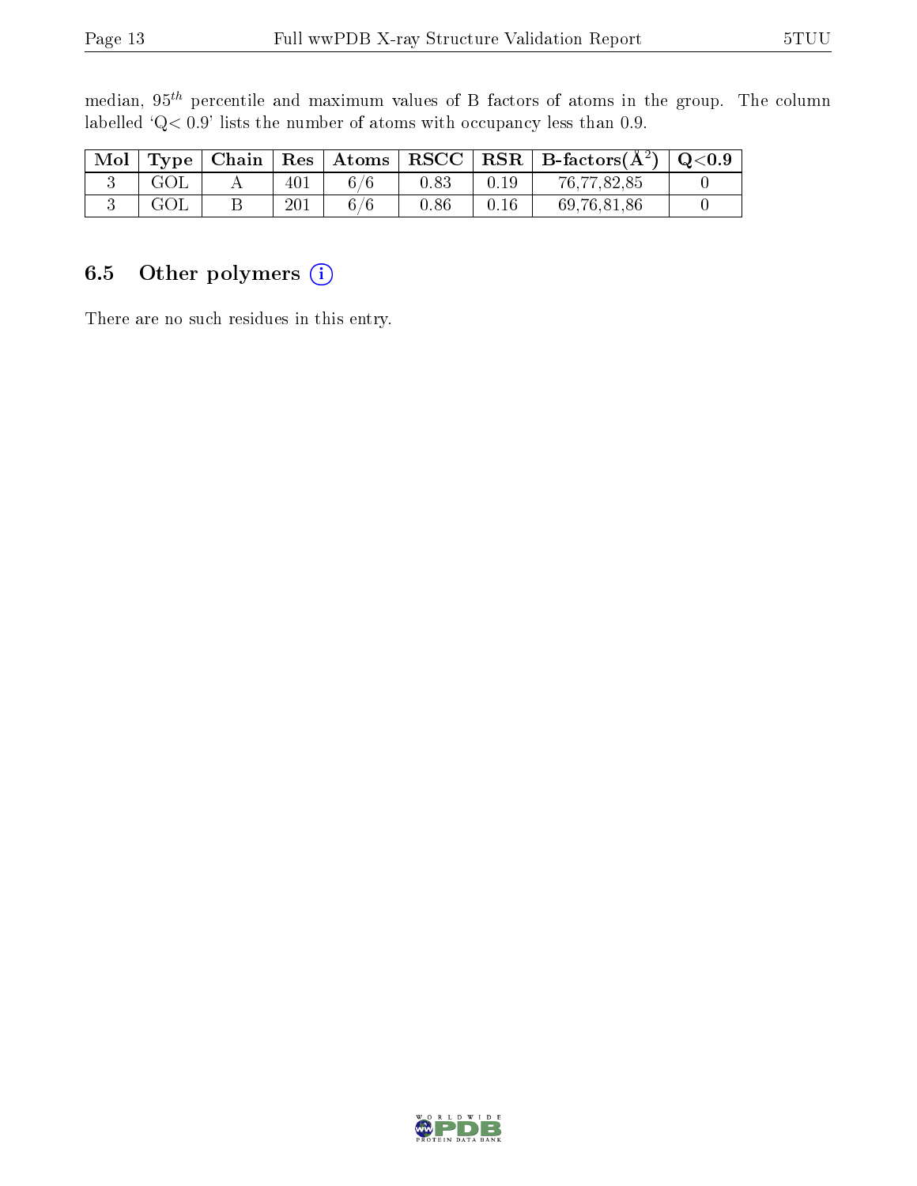median, $95^{th}$ percentile and maximum values of B factors of atoms in the group. The column labelled 'Q< 0.9' lists the number of atoms with occupancy less than 0.9.

| Mol | Type | Chain | Res | Atoms | RSCC | RSR | B-factors(Å$^2$) | Q<0.9 |
|---|---|---|---|---|---|---|---|---|
| 3 | GOL | A | 401 | 6/6 | 0.83 | 0.19 | 76,77,82,85 | 0 |
| 3 | GOL | B | 201 | 6/6 | 0.86 | 0.16 | 69,76,81,86 | 0 |

### 6.5 Other polymers

There are no such residues in this entry.